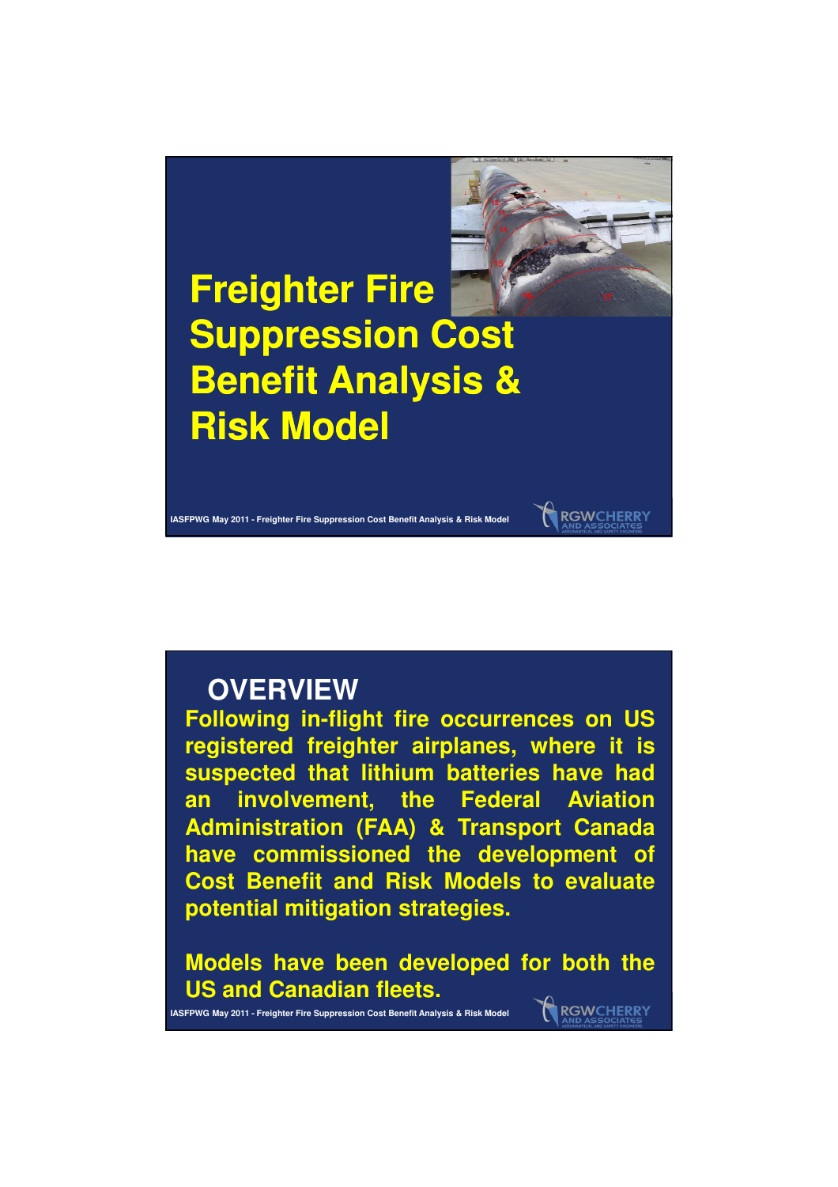# Freighter Fire Suppression Cost Benefit Analysis & Risk Model

## OVERVIEW

Following in-flight fire occurrences on US registered freighter airplanes, where it is suspected that lithium batteries have had an involvement, the Federal Aviation Administration (FAA) & Transport Canada have commissioned the development of Cost Benefit and Risk Models to evaluate potential mitigation strategies.

Models have been developed for both the US and Canadian fleets.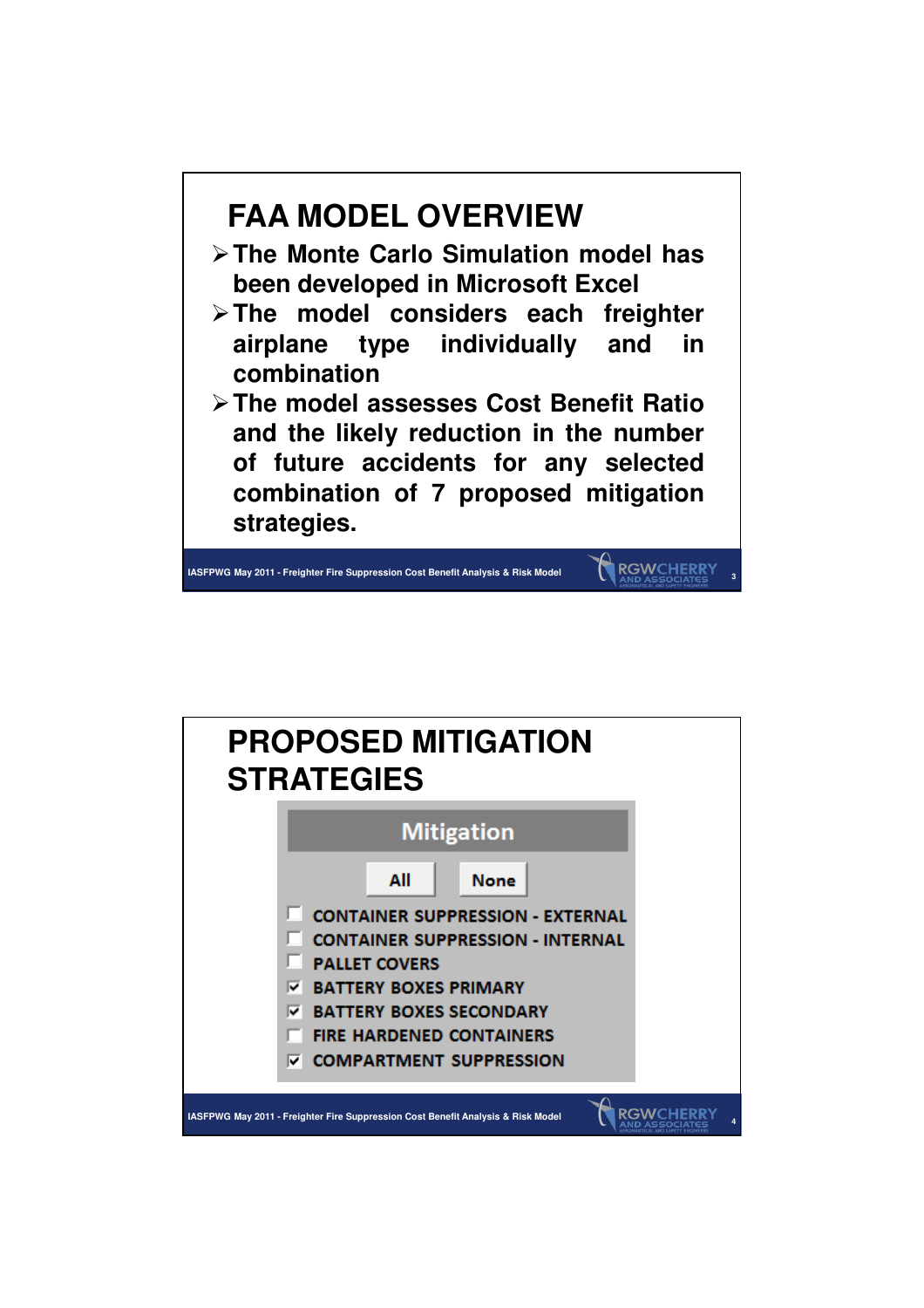# FAA MODEL OVERVIEW

- The Monte Carlo Simulation model has been developed in Microsoft Excel
- The model considers each freighter airplane type individually and in combination
- The model assesses Cost Benefit Ratio and the likely reduction in the number of future accidents for any selected combination of 7 proposed mitigation strategies.

# PROPOSED MITIGATION STRATEGIES

**Mitigation**

All | None

- [ ] CONTAINER SUPPRESSION - EXTERNAL
- [ ] CONTAINER SUPPRESSION - INTERNAL
- [ ] PALLET COVERS
- [x] BATTERY BOXES PRIMARY
- [x] BATTERY BOXES SECONDARY
- [ ] FIRE HARDENED CONTAINERS
- [x] COMPARTMENT SUPPRESSION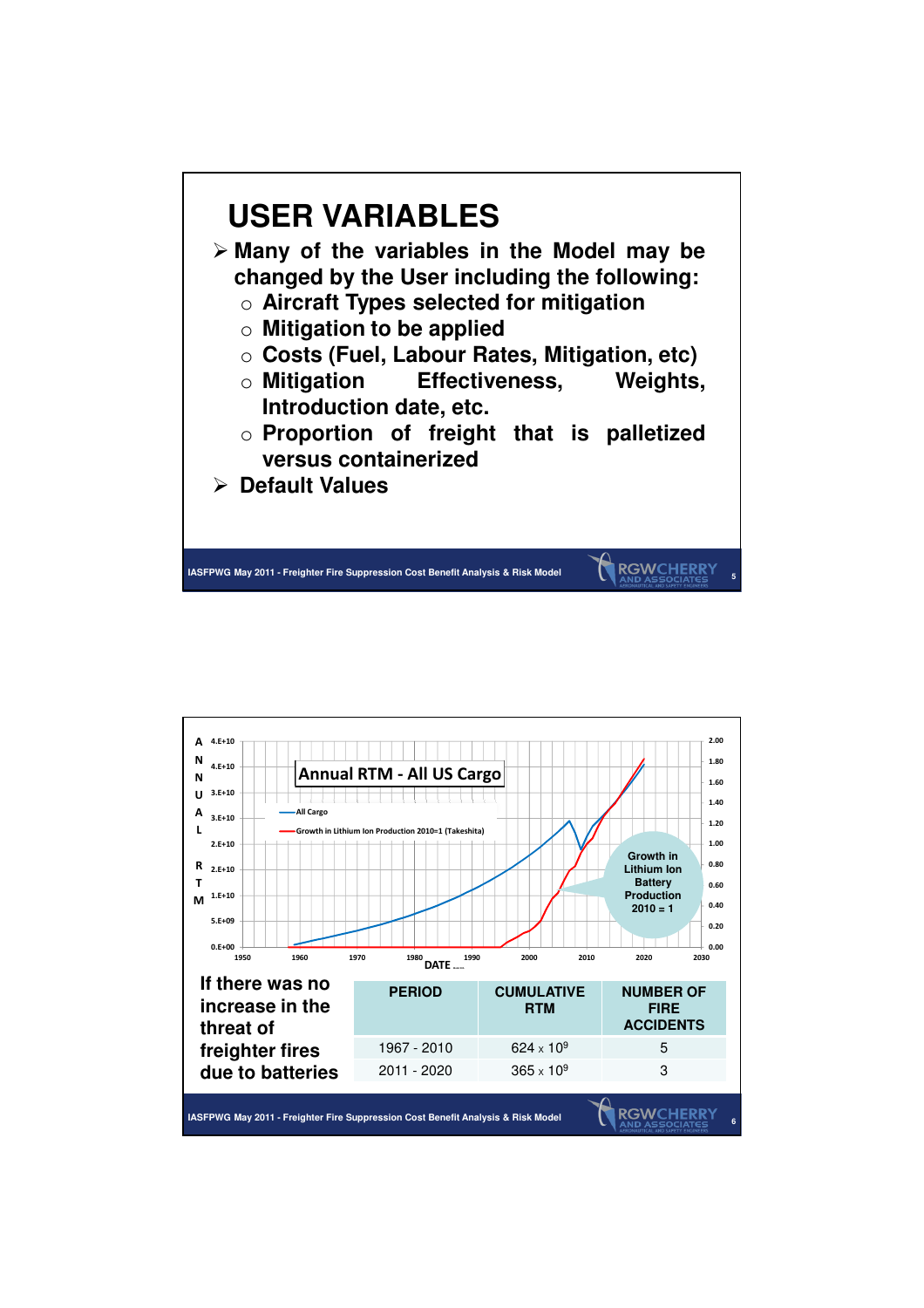# USER VARIABLES

- Many of the variables in the Model may be changed by the User including the following:
  - Aircraft Types selected for mitigation
  - Mitigation to be applied
  - Costs (Fuel, Labour Rates, Mitigation, etc)
  - Mitigation Effectiveness, Weights, Introduction date, etc.
  - Proportion of freight that is palletized versus containerized
- Default Values

---

**Annual RTM - All US Cargo**

(Chart: ANNUAL RTM vs DATE, 1950–2030; left axis 0.E+00 to 4.E+10; right axis 0.00 to 2.00)

- All Cargo
- Growth in Lithium Ion Production 2010=1 (Takeshita)

Growth in Lithium Ion Battery Production 2010 = 1

**If there was no increase in the threat of freighter fires due to batteries**

| PERIOD | CUMULATIVE RTM | NUMBER OF FIRE ACCIDENTS |
|---|---|---|
| 1967 - 2010 | $624 \times 10^9$ | 5 |
| 2011 - 2020 | $365 \times 10^9$ | 3 |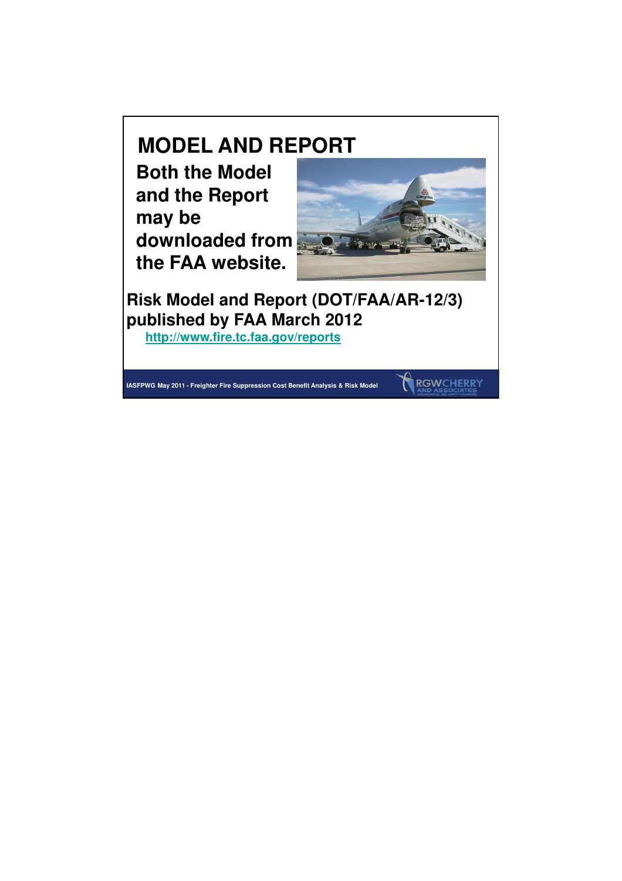# MODEL AND REPORT

**Both the Model and the Report may be downloaded from the FAA website.**

**Risk Model and Report (DOT/FAA/AR-12/3) published by FAA March 2012**

http://www.fire.tc.faa.gov/reports